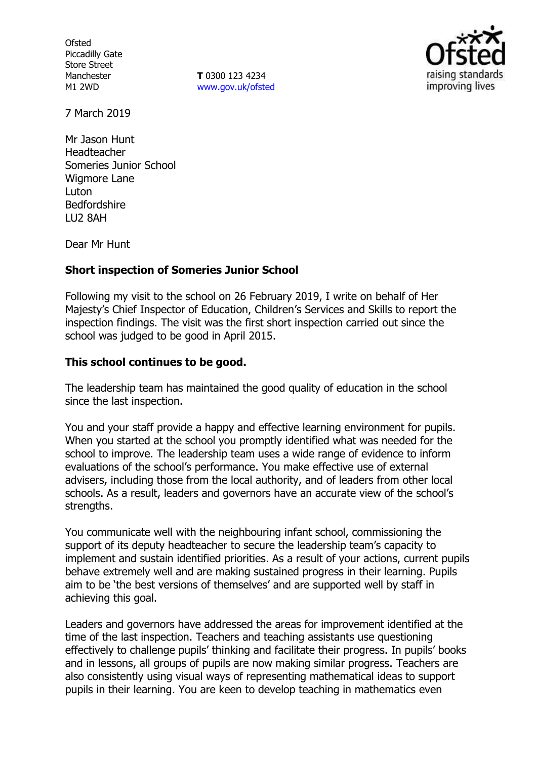Ofsted
Piccadilly Gate
Store Street
Manchester
M1 2WD

**T** 0300 123 4234
www.gov.uk/ofsted

7 March 2019

Mr Jason Hunt
Headteacher
Someries Junior School
Wigmore Lane
Luton
Bedfordshire
LU2 8AH

Dear Mr Hunt

**Short inspection of Someries Junior School**

Following my visit to the school on 26 February 2019, I write on behalf of Her Majesty's Chief Inspector of Education, Children's Services and Skills to report the inspection findings. The visit was the first short inspection carried out since the school was judged to be good in April 2015.

**This school continues to be good.**

The leadership team has maintained the good quality of education in the school since the last inspection.

You and your staff provide a happy and effective learning environment for pupils. When you started at the school you promptly identified what was needed for the school to improve. The leadership team uses a wide range of evidence to inform evaluations of the school's performance. You make effective use of external advisers, including those from the local authority, and of leaders from other local schools. As a result, leaders and governors have an accurate view of the school's strengths.

You communicate well with the neighbouring infant school, commissioning the support of its deputy headteacher to secure the leadership team's capacity to implement and sustain identified priorities. As a result of your actions, current pupils behave extremely well and are making sustained progress in their learning. Pupils aim to be 'the best versions of themselves' and are supported well by staff in achieving this goal.

Leaders and governors have addressed the areas for improvement identified at the time of the last inspection. Teachers and teaching assistants use questioning effectively to challenge pupils' thinking and facilitate their progress. In pupils' books and in lessons, all groups of pupils are now making similar progress. Teachers are also consistently using visual ways of representing mathematical ideas to support pupils in their learning. You are keen to develop teaching in mathematics even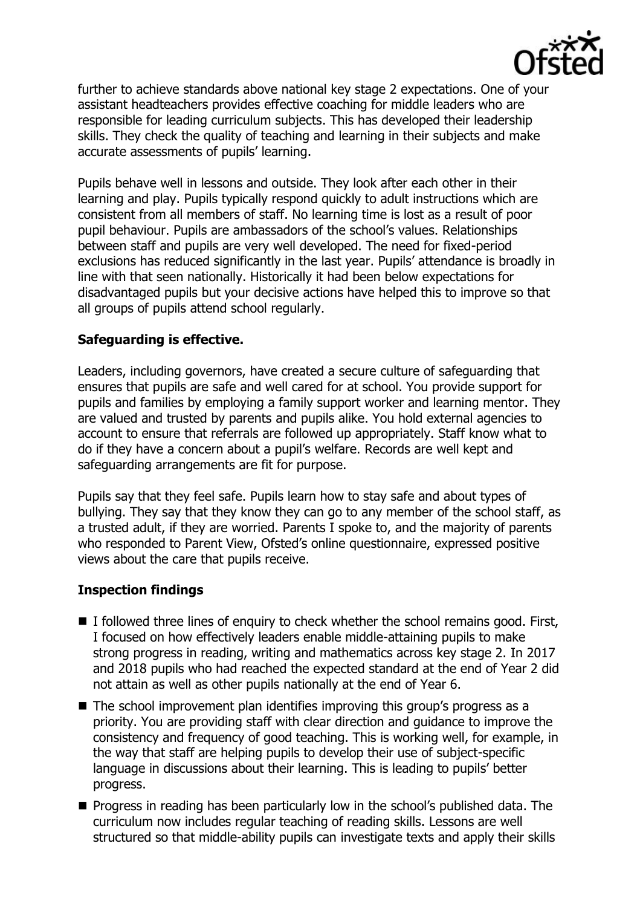further to achieve standards above national key stage 2 expectations. One of your assistant headteachers provides effective coaching for middle leaders who are responsible for leading curriculum subjects. This has developed their leadership skills. They check the quality of teaching and learning in their subjects and make accurate assessments of pupils' learning.

Pupils behave well in lessons and outside. They look after each other in their learning and play. Pupils typically respond quickly to adult instructions which are consistent from all members of staff. No learning time is lost as a result of poor pupil behaviour. Pupils are ambassadors of the school's values. Relationships between staff and pupils are very well developed. The need for fixed-period exclusions has reduced significantly in the last year. Pupils' attendance is broadly in line with that seen nationally. Historically it had been below expectations for disadvantaged pupils but your decisive actions have helped this to improve so that all groups of pupils attend school regularly.

## Safeguarding is effective.

Leaders, including governors, have created a secure culture of safeguarding that ensures that pupils are safe and well cared for at school. You provide support for pupils and families by employing a family support worker and learning mentor. They are valued and trusted by parents and pupils alike. You hold external agencies to account to ensure that referrals are followed up appropriately. Staff know what to do if they have a concern about a pupil's welfare. Records are well kept and safeguarding arrangements are fit for purpose.

Pupils say that they feel safe. Pupils learn how to stay safe and about types of bullying. They say that they know they can go to any member of the school staff, as a trusted adult, if they are worried. Parents I spoke to, and the majority of parents who responded to Parent View, Ofsted's online questionnaire, expressed positive views about the care that pupils receive.

## Inspection findings

- I followed three lines of enquiry to check whether the school remains good. First, I focused on how effectively leaders enable middle-attaining pupils to make strong progress in reading, writing and mathematics across key stage 2. In 2017 and 2018 pupils who had reached the expected standard at the end of Year 2 did not attain as well as other pupils nationally at the end of Year 6.
- The school improvement plan identifies improving this group's progress as a priority. You are providing staff with clear direction and guidance to improve the consistency and frequency of good teaching. This is working well, for example, in the way that staff are helping pupils to develop their use of subject-specific language in discussions about their learning. This is leading to pupils' better progress.
- Progress in reading has been particularly low in the school's published data. The curriculum now includes regular teaching of reading skills. Lessons are well structured so that middle-ability pupils can investigate texts and apply their skills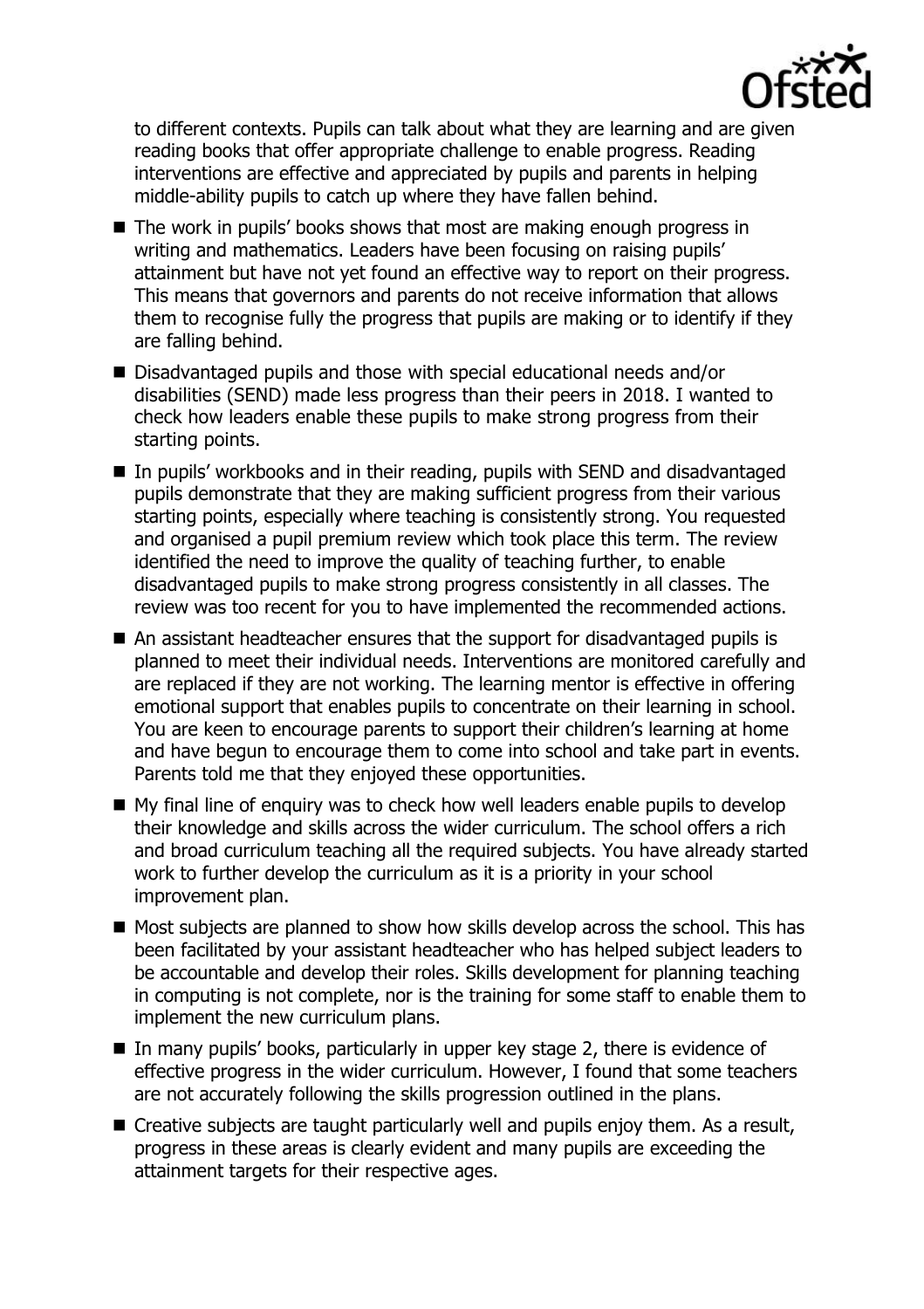to different contexts. Pupils can talk about what they are learning and are given reading books that offer appropriate challenge to enable progress. Reading interventions are effective and appreciated by pupils and parents in helping middle-ability pupils to catch up where they have fallen behind.

- The work in pupils' books shows that most are making enough progress in writing and mathematics. Leaders have been focusing on raising pupils' attainment but have not yet found an effective way to report on their progress. This means that governors and parents do not receive information that allows them to recognise fully the progress that pupils are making or to identify if they are falling behind.
- Disadvantaged pupils and those with special educational needs and/or disabilities (SEND) made less progress than their peers in 2018. I wanted to check how leaders enable these pupils to make strong progress from their starting points.
- In pupils' workbooks and in their reading, pupils with SEND and disadvantaged pupils demonstrate that they are making sufficient progress from their various starting points, especially where teaching is consistently strong. You requested and organised a pupil premium review which took place this term. The review identified the need to improve the quality of teaching further, to enable disadvantaged pupils to make strong progress consistently in all classes. The review was too recent for you to have implemented the recommended actions.
- An assistant headteacher ensures that the support for disadvantaged pupils is planned to meet their individual needs. Interventions are monitored carefully and are replaced if they are not working. The learning mentor is effective in offering emotional support that enables pupils to concentrate on their learning in school. You are keen to encourage parents to support their children's learning at home and have begun to encourage them to come into school and take part in events. Parents told me that they enjoyed these opportunities.
- My final line of enquiry was to check how well leaders enable pupils to develop their knowledge and skills across the wider curriculum. The school offers a rich and broad curriculum teaching all the required subjects. You have already started work to further develop the curriculum as it is a priority in your school improvement plan.
- Most subjects are planned to show how skills develop across the school. This has been facilitated by your assistant headteacher who has helped subject leaders to be accountable and develop their roles. Skills development for planning teaching in computing is not complete, nor is the training for some staff to enable them to implement the new curriculum plans.
- In many pupils' books, particularly in upper key stage 2, there is evidence of effective progress in the wider curriculum. However, I found that some teachers are not accurately following the skills progression outlined in the plans.
- Creative subjects are taught particularly well and pupils enjoy them. As a result, progress in these areas is clearly evident and many pupils are exceeding the attainment targets for their respective ages.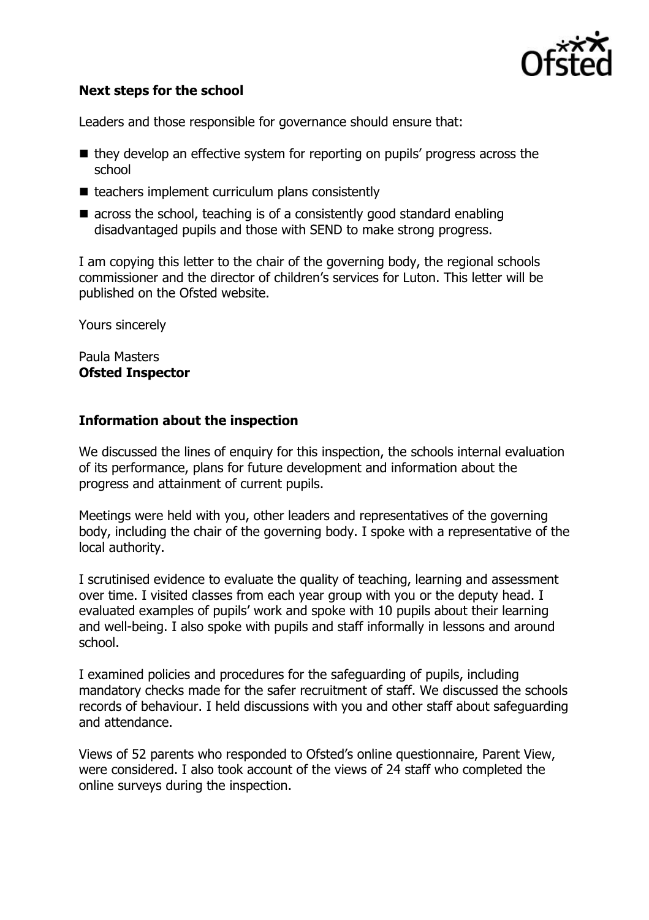**Next steps for the school**

Leaders and those responsible for governance should ensure that:

- they develop an effective system for reporting on pupils' progress across the school
- teachers implement curriculum plans consistently
- across the school, teaching is of a consistently good standard enabling disadvantaged pupils and those with SEND to make strong progress.

I am copying this letter to the chair of the governing body, the regional schools commissioner and the director of children's services for Luton. This letter will be published on the Ofsted website.

Yours sincerely

Paula Masters
**Ofsted Inspector**

## Information about the inspection

We discussed the lines of enquiry for this inspection, the schools internal evaluation of its performance, plans for future development and information about the progress and attainment of current pupils.

Meetings were held with you, other leaders and representatives of the governing body, including the chair of the governing body. I spoke with a representative of the local authority.

I scrutinised evidence to evaluate the quality of teaching, learning and assessment over time. I visited classes from each year group with you or the deputy head. I evaluated examples of pupils' work and spoke with 10 pupils about their learning and well-being. I also spoke with pupils and staff informally in lessons and around school.

I examined policies and procedures for the safeguarding of pupils, including mandatory checks made for the safer recruitment of staff. We discussed the schools records of behaviour. I held discussions with you and other staff about safeguarding and attendance.

Views of 52 parents who responded to Ofsted's online questionnaire, Parent View, were considered. I also took account of the views of 24 staff who completed the online surveys during the inspection.